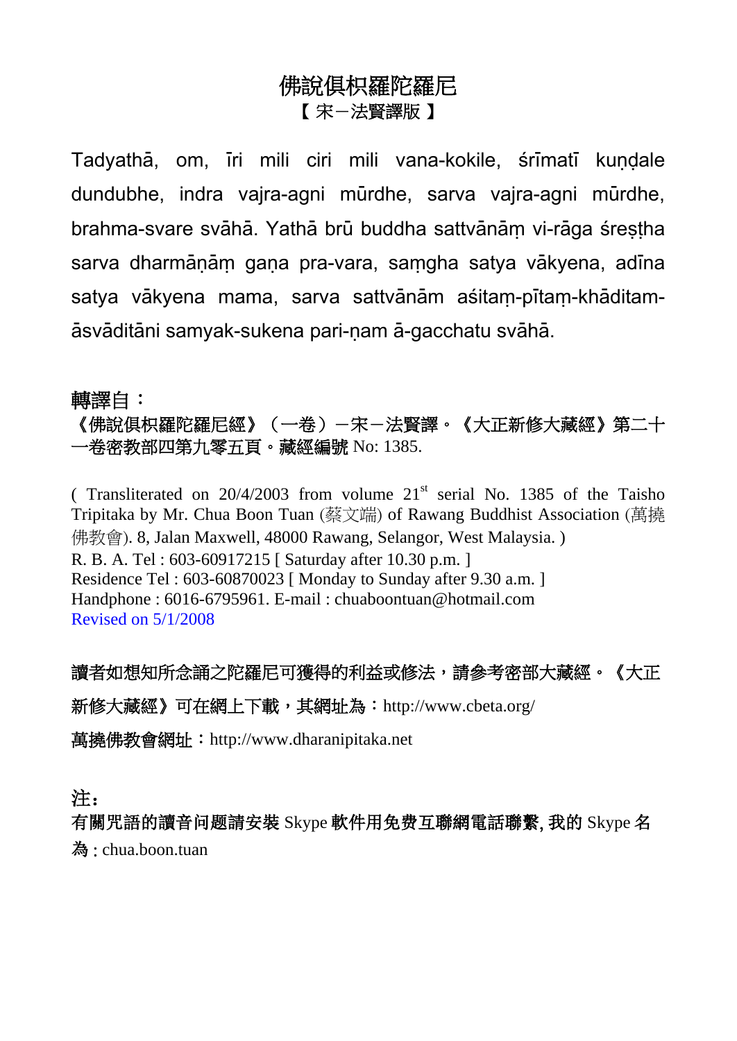# 佛說俱枳羅陀羅尼

【 宋－法賢譯版 】

Tadyathā, om, īri mili ciri mili vana-kokile, śrīmatī kuṇḍale dundubhe, indra vajra-agni mūrdhe, sarva vajra-agni mūrdhe, brahma-svare svāhā. Yathā brū buddha sattvānāṃ vi-rāga śreṣṭha sarva dharmāṇāṃ gaṇa pra-vara, saṃgha satya vākyena, adīna satya vākyena mama, sarva sattvānām aśitaṃ-pītaṃ-khāditam-āsvāditāni samyak-sukena pari-ṇam ā-gacchatu svāhā.

**轉譯自：**

**《佛說俱枳羅陀羅尼經》（一卷）－宋－法賢譯。《大正新修大藏經》第二十一卷密教部四第九零五頁。藏經編號** No: 1385.

( Transliterated on 20/4/2003 from volume 21st serial No. 1385 of the Taisho Tripitaka by Mr. Chua Boon Tuan (蔡文端) of Rawang Buddhist Association (萬撓佛教會). 8, Jalan Maxwell, 48000 Rawang, Selangor, West Malaysia. )
R. B. A. Tel : 603-60917215 [ Saturday after 10.30 p.m. ]
Residence Tel : 603-60870023 [ Monday to Sunday after 9.30 a.m. ]
Handphone : 6016-6795961. E-mail : chuaboontuan@hotmail.com
Revised on 5/1/2008

**讀者如想知所念誦之陀羅尼可獲得的利益或修法，請參考密部大藏經。《大正新修大藏經》可在網上下載，其網址為：**http://www.cbeta.org/

**萬撓佛教會網址：**http://www.dharanipitaka.net

**注：**

**有關咒語的讀音问题請安裝** Skype **軟件用免费互聯網電話聯繫, 我的** Skype **名為 :** chua.boon.tuan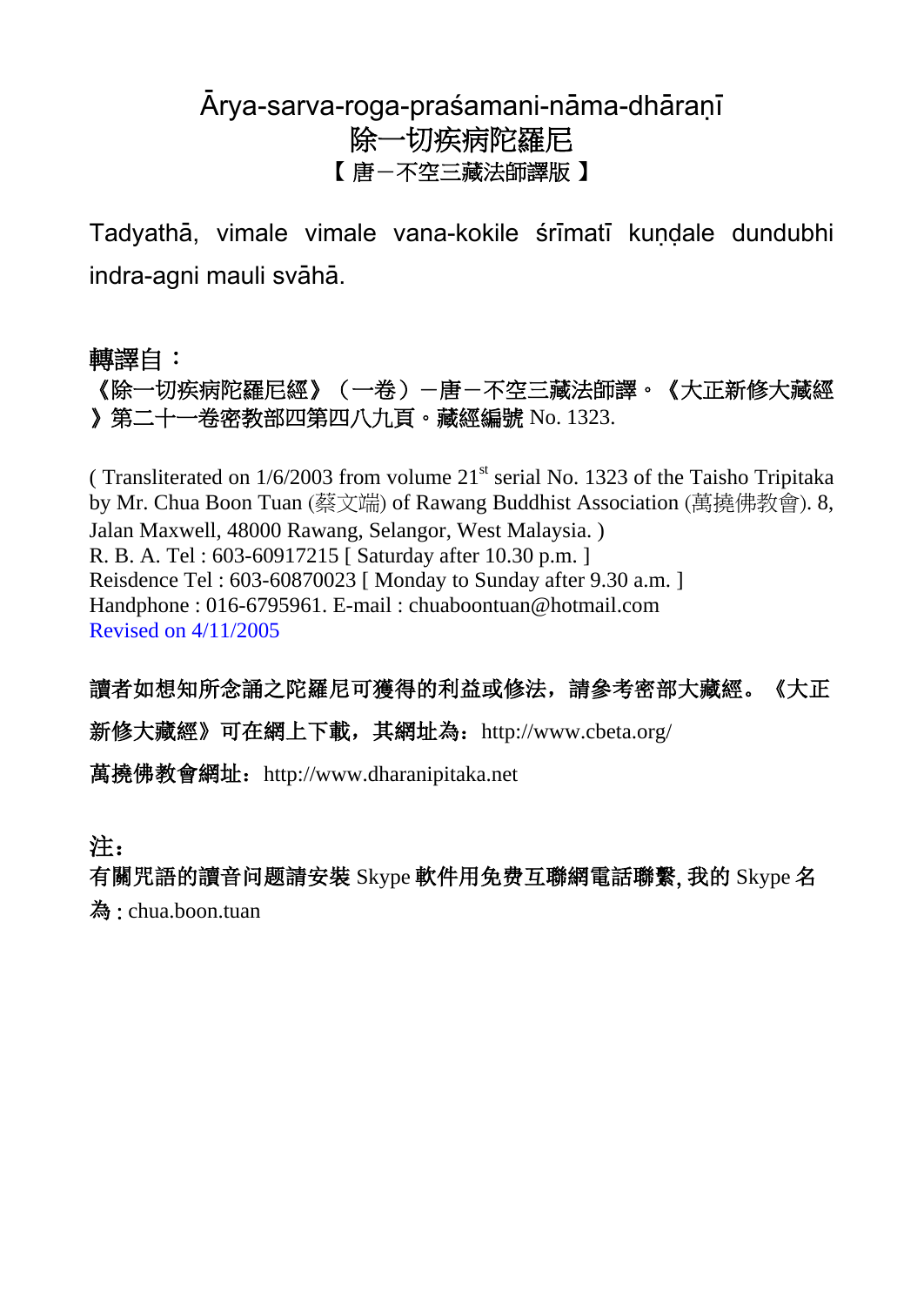# Ārya-sarva-roga-praśamani-nāma-dhāraṇī
# 除一切疾病陀羅尼
## 【 唐－不空三藏法師譯版 】

Tadyathā, vimale vimale vana-kokile śrīmatī kuṇḍale dundubhi indra-agni mauli svāhā.

**轉譯自：**

**《除一切疾病陀羅尼經》（一卷）－唐－不空三藏法師譯。《大正新修大藏經》第二十一卷密教部四第四八九頁。藏經編號** No. 1323.

( Transliterated on 1/6/2003 from volume 21st serial No. 1323 of the Taisho Tripitaka by Mr. Chua Boon Tuan (蔡文端) of Rawang Buddhist Association (萬撓佛教會). 8, Jalan Maxwell, 48000 Rawang, Selangor, West Malaysia. )
R. B. A. Tel : 603-60917215 [ Saturday after 10.30 p.m. ]
Reisdence Tel : 603-60870023 [ Monday to Sunday after 9.30 a.m. ]
Handphone : 016-6795961. E-mail : chuaboontuan@hotmail.com
Revised on 4/11/2005

**讀者如想知所念誦之陀羅尼可獲得的利益或修法，請參考密部大藏經。《大正新修大藏經》可在網上下載，其網址為：**http://www.cbeta.org/

**萬撓佛教會網址：**http://www.dharanipitaka.net

**注：**

**有關咒語的讀音问题請安裝** Skype **軟件用免费互聯網電話聯繫, 我的** Skype **名為** : chua.boon.tuan